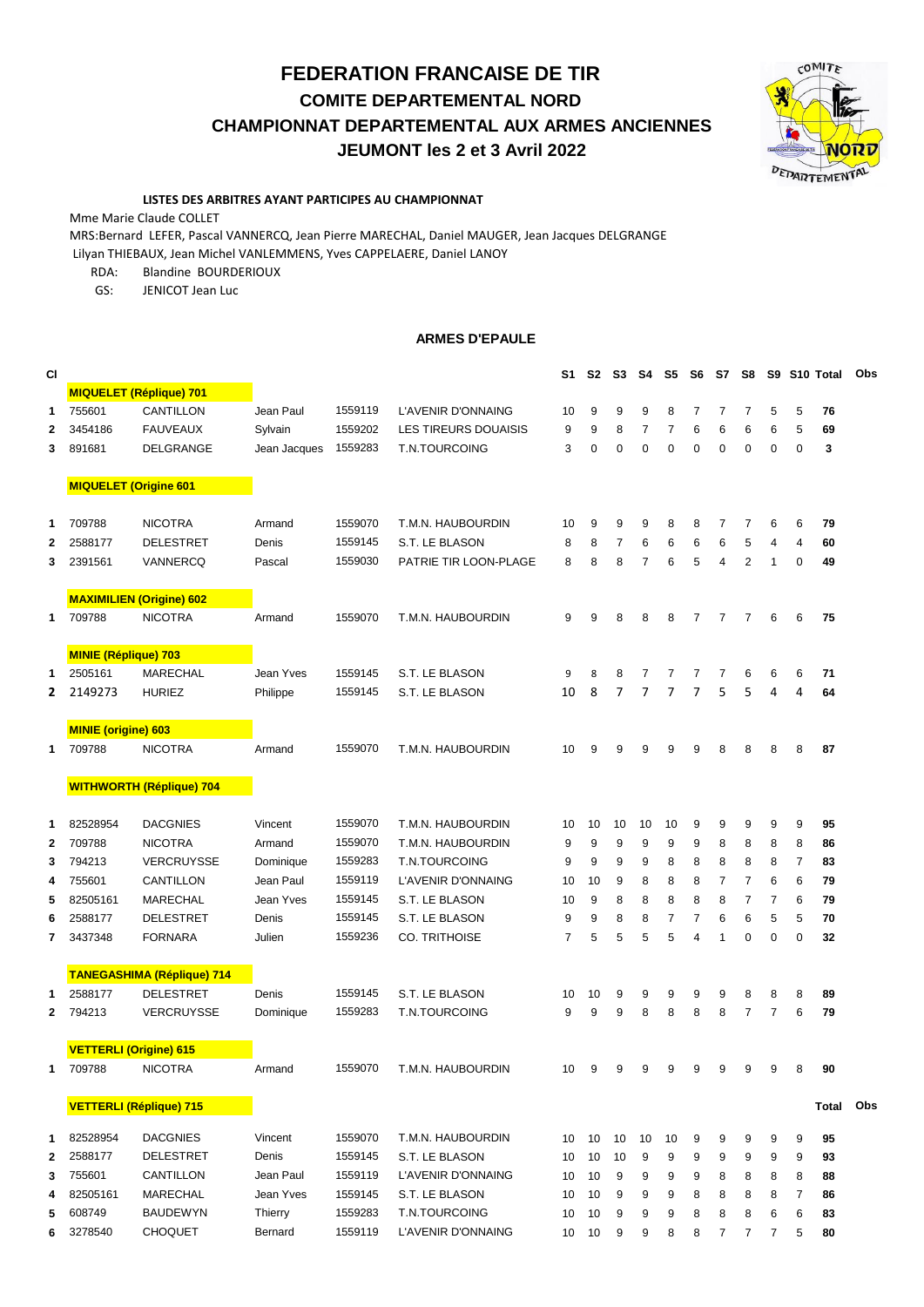# FEDERATION FRANCAISE DE TIR

## COMITE DEPARTEMENTAL NORD

## CHAMPIONNAT DEPARTEMENTAL AUX ARMES ANCIENNES

## JEUMONT les 2 et 3 Avril 2022

**LISTES DES ARBITRES AYANT PARTICIPES AU CHAMPIONNAT**

Mme Marie Claude COLLET

MRS:Bernard LEFER, Pascal VANNERCQ, Jean Pierre MARECHAL, Daniel MAUGER, Jean Jacques DELGRANGE

Lilyan THIEBAUX, Jean Michel VANLEMMENS, Yves CAPPELAERE, Daniel LANOY

RDA: Blandine BOURDERIOUX

GS: JENICOT Jean Luc

**ARMES D'EPAULE**

| Cl | | | | | | S1 | S2 | S3 | S4 | S5 | S6 | S7 | S8 | S9 | S10 | Total | Obs |
|---|---|---|---|---|---|---|---|---|---|---|---|---|---|---|---|---|---|
| | **MIQUELET (Réplique) 701** | | | | | | | | | | | | | | | | |
| 1 | 755601 | CANTILLON | Jean Paul | 1559119 | L'AVENIR D'ONNAING | 10 | 9 | 9 | 9 | 8 | 7 | 7 | 7 | 5 | 5 | **76** | |
| 2 | 3454186 | FAUVEAUX | Sylvain | 1559202 | LES TIREURS DOUAISIS | 9 | 9 | 8 | 7 | 7 | 6 | 6 | 6 | 6 | 5 | **69** | |
| 3 | 891681 | DELGRANGE | Jean Jacques | 1559283 | T.N.TOURCOING | 3 | 0 | 0 | 0 | 0 | 0 | 0 | 0 | 0 | 0 | **3** | |
| | **MIQUELET (Origine 601** | | | | | | | | | | | | | | | | |
| 1 | 709788 | NICOTRA | Armand | 1559070 | T.M.N. HAUBOURDIN | 10 | 9 | 9 | 9 | 8 | 8 | 7 | 7 | 6 | 6 | **79** | |
| 2 | 2588177 | DELESTRET | Denis | 1559145 | S.T. LE BLASON | 8 | 8 | 7 | 6 | 6 | 6 | 6 | 5 | 4 | 4 | **60** | |
| 3 | 2391561 | VANNERCQ | Pascal | 1559030 | PATRIE TIR LOON-PLAGE | 8 | 8 | 8 | 7 | 6 | 5 | 4 | 2 | 1 | 0 | **49** | |
| | **MAXIMILIEN (Origine) 602** | | | | | | | | | | | | | | | | |
| 1 | 709788 | NICOTRA | Armand | 1559070 | T.M.N. HAUBOURDIN | 9 | 9 | 8 | 8 | 8 | 7 | 7 | 7 | 6 | 6 | **75** | |
| | **MINIE (Réplique) 703** | | | | | | | | | | | | | | | | |
| 1 | 2505161 | MARECHAL | Jean Yves | 1559145 | S.T. LE BLASON | 9 | 8 | 8 | 7 | 7 | 7 | 7 | 6 | 6 | 6 | **71** | |
| 2 | 2149273 | HURIEZ | Philippe | 1559145 | S.T. LE BLASON | 10 | 8 | 7 | 7 | 7 | 7 | 5 | 5 | 4 | 4 | **64** | |
| | **MINIE (origine) 603** | | | | | | | | | | | | | | | | |
| 1 | 709788 | NICOTRA | Armand | 1559070 | T.M.N. HAUBOURDIN | 10 | 9 | 9 | 9 | 9 | 9 | 8 | 8 | 8 | 8 | **87** | |
| | **WITHWORTH (Réplique) 704** | | | | | | | | | | | | | | | | |
| 1 | 82528954 | DACGNIES | Vincent | 1559070 | T.M.N. HAUBOURDIN | 10 | 10 | 10 | 10 | 10 | 9 | 9 | 9 | 9 | 9 | **95** | |
| 2 | 709788 | NICOTRA | Armand | 1559070 | T.M.N. HAUBOURDIN | 9 | 9 | 9 | 9 | 9 | 9 | 8 | 8 | 8 | 8 | **86** | |
| 3 | 794213 | VERCRUYSSE | Dominique | 1559283 | T.N.TOURCOING | 9 | 9 | 9 | 9 | 8 | 8 | 8 | 8 | 8 | 7 | **83** | |
| 4 | 755601 | CANTILLON | Jean Paul | 1559119 | L'AVENIR D'ONNAING | 10 | 10 | 9 | 8 | 8 | 8 | 7 | 7 | 6 | 6 | **79** | |
| 5 | 82505161 | MARECHAL | Jean Yves | 1559145 | S.T. LE BLASON | 10 | 9 | 8 | 8 | 8 | 8 | 8 | 7 | 7 | 6 | **79** | |
| 6 | 2588177 | DELESTRET | Denis | 1559145 | S.T. LE BLASON | 9 | 9 | 8 | 8 | 7 | 7 | 6 | 6 | 5 | 5 | **70** | |
| 7 | 3437348 | FORNARA | Julien | 1559236 | CO. TRITHOISE | 7 | 5 | 5 | 5 | 5 | 4 | 1 | 0 | 0 | 0 | **32** | |
| | **TANEGASHIMA (Réplique) 714** | | | | | | | | | | | | | | | | |
| 1 | 2588177 | DELESTRET | Denis | 1559145 | S.T. LE BLASON | 10 | 10 | 9 | 9 | 9 | 9 | 9 | 8 | 8 | 8 | **89** | |
| 2 | 794213 | VERCRUYSSE | Dominique | 1559283 | T.N.TOURCOING | 9 | 9 | 9 | 8 | 8 | 8 | 8 | 7 | 7 | 6 | **79** | |
| | **VETTERLI (Origine) 615** | | | | | | | | | | | | | | | | |
| 1 | 709788 | NICOTRA | Armand | 1559070 | T.M.N. HAUBOURDIN | 10 | 9 | 9 | 9 | 9 | 9 | 9 | 9 | 9 | 8 | **90** | |
| | **VETTERLI (Réplique) 715** | | | | | | | | | | | | | | | **Total** | **Obs** |
| 1 | 82528954 | DACGNIES | Vincent | 1559070 | T.M.N. HAUBOURDIN | 10 | 10 | 10 | 10 | 10 | 9 | 9 | 9 | 9 | 9 | **95** | |
| 2 | 2588177 | DELESTRET | Denis | 1559145 | S.T. LE BLASON | 10 | 10 | 10 | 9 | 9 | 9 | 9 | 9 | 9 | 9 | **93** | |
| 3 | 755601 | CANTILLON | Jean Paul | 1559119 | L'AVENIR D'ONNAING | 10 | 10 | 9 | 9 | 9 | 9 | 8 | 8 | 8 | 8 | **88** | |
| 4 | 82505161 | MARECHAL | Jean Yves | 1559145 | S.T. LE BLASON | 10 | 10 | 9 | 9 | 9 | 8 | 8 | 8 | 8 | 7 | **86** | |
| 5 | 608749 | BAUDEWYN | Thierry | 1559283 | T.N.TOURCOING | 10 | 10 | 9 | 9 | 9 | 8 | 8 | 8 | 6 | 6 | **83** | |
| 6 | 3278540 | CHOQUET | Bernard | 1559119 | L'AVENIR D'ONNAING | 10 | 10 | 9 | 9 | 8 | 8 | 7 | 7 | 7 | 5 | **80** | |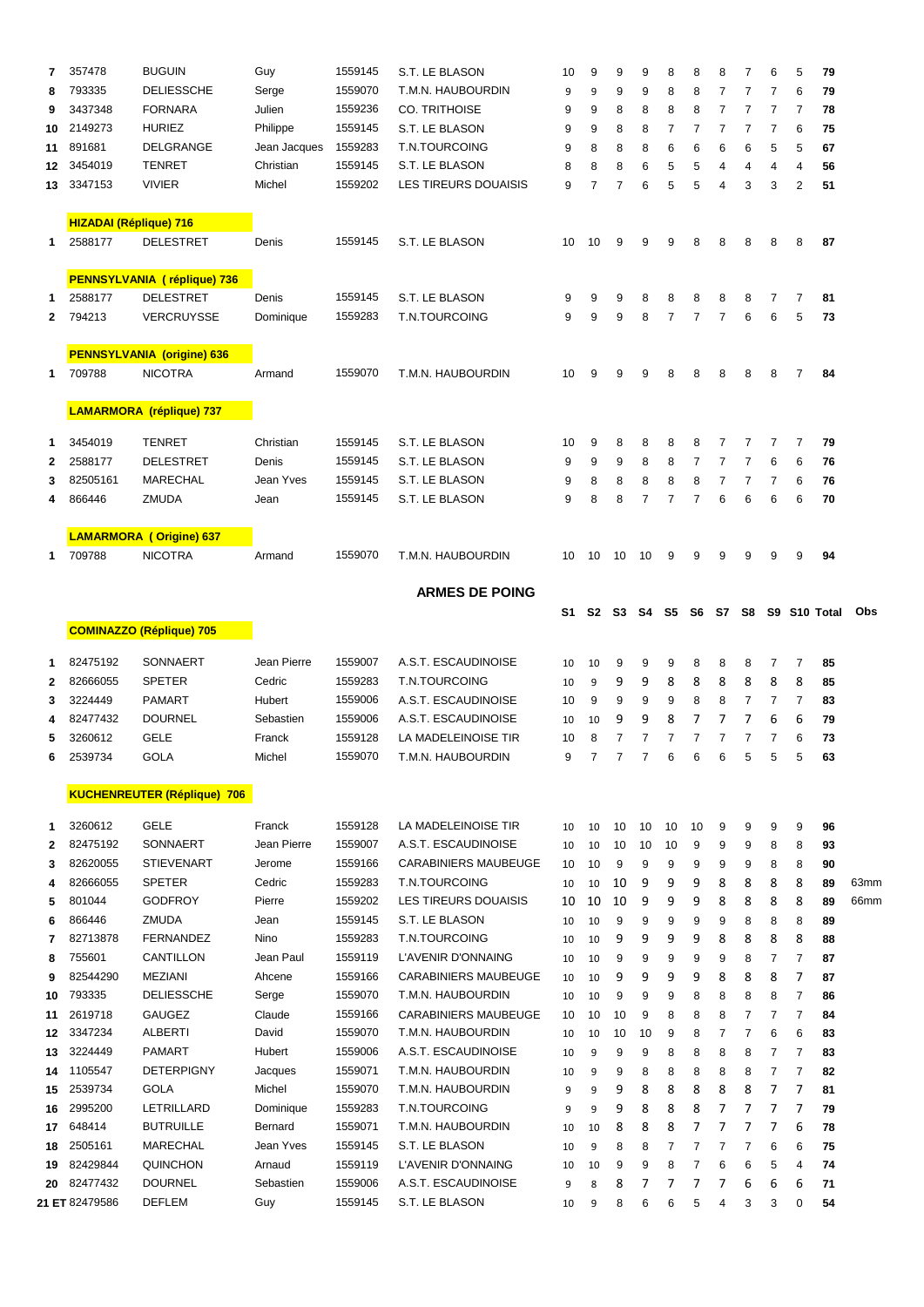| | | | | | | | | | | | | | | | | | |
|---|---|---|---|---|---|---|---|---|---|---|---|---|---|---|---|---|---|
| **7** | 357478 | BUGUIN | Guy | 1559145 | S.T. LE BLASON | 10 | 9 | 9 | 9 | 8 | 8 | 8 | 7 | 6 | 5 | **79** | |
| **8** | 793335 | DELIESSCHE | Serge | 1559070 | T.M.N. HAUBOURDIN | 9 | 9 | 9 | 9 | 8 | 8 | 7 | 7 | 7 | 6 | **79** | |
| **9** | 3437348 | FORNARA | Julien | 1559236 | CO. TRITHOISE | 9 | 9 | 8 | 8 | 8 | 8 | 7 | 7 | 7 | 7 | **78** | |
| **10** | 2149273 | HURIEZ | Philippe | 1559145 | S.T. LE BLASON | 9 | 9 | 8 | 8 | 7 | 7 | 7 | 7 | 7 | 6 | **75** | |
| **11** | 891681 | DELGRANGE | Jean Jacques | 1559283 | T.N.TOURCOING | 9 | 8 | 8 | 8 | 6 | 6 | 6 | 6 | 5 | 5 | **67** | |
| **12** | 3454019 | TENRET | Christian | 1559145 | S.T. LE BLASON | 8 | 8 | 8 | 6 | 5 | 5 | 4 | 4 | 4 | 4 | **56** | |
| **13** | 3347153 | VIVIER | Michel | 1559202 | LES TIREURS DOUAISIS | 9 | 7 | 7 | 6 | 5 | 5 | 4 | 3 | 3 | 2 | **51** | |
| | **HIZADAI (Réplique) 716** | | | | | | | | | | | | | | | | |
| **1** | 2588177 | DELESTRET | Denis | 1559145 | S.T. LE BLASON | 10 | 10 | 9 | 9 | 9 | 8 | 8 | 8 | 8 | 8 | **87** | |
| | **PENNSYLVANIA ( réplique) 736** | | | | | | | | | | | | | | | | |
| **1** | 2588177 | DELESTRET | Denis | 1559145 | S.T. LE BLASON | 9 | 9 | 9 | 8 | 8 | 8 | 8 | 8 | 7 | 7 | **81** | |
| **2** | 794213 | VERCRUYSSE | Dominique | 1559283 | T.N.TOURCOING | 9 | 9 | 9 | 8 | 7 | 7 | 7 | 6 | 6 | 5 | **73** | |
| | **PENNSYLVANIA (origine) 636** | | | | | | | | | | | | | | | | |
| **1** | 709788 | NICOTRA | Armand | 1559070 | T.M.N. HAUBOURDIN | 10 | 9 | 9 | 9 | 8 | 8 | 8 | 8 | 8 | 7 | **84** | |
| | **LAMARMORA (réplique) 737** | | | | | | | | | | | | | | | | |
| **1** | 3454019 | TENRET | Christian | 1559145 | S.T. LE BLASON | 10 | 9 | 8 | 8 | 8 | 8 | 7 | 7 | 7 | 7 | **79** | |
| **2** | 2588177 | DELESTRET | Denis | 1559145 | S.T. LE BLASON | 9 | 9 | 9 | 8 | 8 | 7 | 7 | 7 | 6 | 6 | **76** | |
| **3** | 82505161 | MARECHAL | Jean Yves | 1559145 | S.T. LE BLASON | 9 | 8 | 8 | 8 | 8 | 8 | 7 | 7 | 7 | 6 | **76** | |
| **4** | 866446 | ZMUDA | Jean | 1559145 | S.T. LE BLASON | 9 | 8 | 8 | 7 | 7 | 7 | 6 | 6 | 6 | 6 | **70** | |
| | **LAMARMORA ( Origine) 637** | | | | | | | | | | | | | | | | |
| **1** | 709788 | NICOTRA | Armand | 1559070 | T.M.N. HAUBOURDIN | 10 | 10 | 10 | 10 | 9 | 9 | 9 | 9 | 9 | 9 | **94** | |

## ARMES DE POING

| | | | | | | S1 | S2 | S3 | S4 | S5 | S6 | S7 | S8 | S9 | S10 | Total | Obs |
|---|---|---|---|---|---|---|---|---|---|---|---|---|---|---|---|---|---|
| | **COMINAZZO (Réplique) 705** | | | | | | | | | | | | | | | | |
| **1** | 82475192 | SONNAERT | Jean Pierre | 1559007 | A.S.T. ESCAUDINOISE | 10 | 10 | 9 | 9 | 9 | 8 | 8 | 8 | 7 | 7 | **85** | |
| **2** | 82666055 | SPETER | Cedric | 1559283 | T.N.TOURCOING | 10 | 9 | 9 | 9 | 8 | 8 | 8 | 8 | 8 | 8 | **85** | |
| **3** | 3224449 | PAMART | Hubert | 1559006 | A.S.T. ESCAUDINOISE | 10 | 9 | 9 | 9 | 9 | 8 | 8 | 7 | 7 | 7 | **83** | |
| **4** | 82477432 | DOURNEL | Sebastien | 1559006 | A.S.T. ESCAUDINOISE | 10 | 10 | 9 | 9 | 8 | 7 | 7 | 7 | 6 | 6 | **79** | |
| **5** | 3260612 | GELE | Franck | 1559128 | LA MADELEINOISE TIR | 10 | 8 | 7 | 7 | 7 | 7 | 7 | 7 | 7 | 6 | **73** | |
| **6** | 2539734 | GOLA | Michel | 1559070 | T.M.N. HAUBOURDIN | 9 | 7 | 7 | 7 | 6 | 6 | 6 | 5 | 5 | 5 | **63** | |
| | **KUCHENREUTER (Réplique) 706** | | | | | | | | | | | | | | | | |
| **1** | 3260612 | GELE | Franck | 1559128 | LA MADELEINOISE TIR | 10 | 10 | 10 | 10 | 10 | 10 | 9 | 9 | 9 | 9 | **96** | |
| **2** | 82475192 | SONNAERT | Jean Pierre | 1559007 | A.S.T. ESCAUDINOISE | 10 | 10 | 10 | 10 | 10 | 9 | 9 | 9 | 8 | 8 | **93** | |
| **3** | 82620055 | STIEVENART | Jerome | 1559166 | CARABINIERS MAUBEUGE | 10 | 10 | 9 | 9 | 9 | 9 | 9 | 9 | 8 | 8 | **90** | |
| **4** | 82666055 | SPETER | Cedric | 1559283 | T.N.TOURCOING | 10 | 10 | 10 | 9 | 9 | 9 | 8 | 8 | 8 | 8 | **89** | 63mm |
| **5** | 801044 | GODFROY | Pierre | 1559202 | LES TIREURS DOUAISIS | 10 | 10 | 10 | 9 | 9 | 9 | 8 | 8 | 8 | 8 | **89** | 66mm |
| **6** | 866446 | ZMUDA | Jean | 1559145 | S.T. LE BLASON | 10 | 10 | 9 | 9 | 9 | 9 | 9 | 8 | 8 | 8 | **89** | |
| **7** | 82713878 | FERNANDEZ | Nino | 1559283 | T.N.TOURCOING | 10 | 10 | 9 | 9 | 9 | 9 | 8 | 8 | 8 | 8 | **88** | |
| **8** | 755601 | CANTILLON | Jean Paul | 1559119 | L'AVENIR D'ONNAING | 10 | 10 | 9 | 9 | 9 | 9 | 9 | 8 | 7 | 7 | **87** | |
| **9** | 82544290 | MEZIANI | Ahcene | 1559166 | CARABINIERS MAUBEUGE | 10 | 10 | 9 | 9 | 9 | 9 | 8 | 8 | 8 | 7 | **87** | |
| **10** | 793335 | DELIESSCHE | Serge | 1559070 | T.M.N. HAUBOURDIN | 10 | 10 | 9 | 9 | 9 | 8 | 8 | 8 | 8 | 7 | **86** | |
| **11** | 2619718 | GAUGEZ | Claude | 1559166 | CARABINIERS MAUBEUGE | 10 | 10 | 10 | 9 | 8 | 8 | 8 | 7 | 7 | 7 | **84** | |
| **12** | 3347234 | ALBERTI | David | 1559070 | T.M.N. HAUBOURDIN | 10 | 10 | 10 | 10 | 9 | 8 | 7 | 7 | 6 | 6 | **83** | |
| **13** | 3224449 | PAMART | Hubert | 1559006 | A.S.T. ESCAUDINOISE | 10 | 9 | 9 | 9 | 8 | 8 | 8 | 8 | 7 | 7 | **83** | |
| **14** | 1105547 | DETERPIGNY | Jacques | 1559071 | T.M.N. HAUBOURDIN | 10 | 9 | 9 | 8 | 8 | 8 | 8 | 8 | 7 | 7 | **82** | |
| **15** | 2539734 | GOLA | Michel | 1559070 | T.M.N. HAUBOURDIN | 9 | 9 | 9 | 8 | 8 | 8 | 8 | 8 | 7 | 7 | **81** | |
| **16** | 2995200 | LETRILLARD | Dominique | 1559283 | T.N.TOURCOING | 9 | 9 | 9 | 8 | 8 | 8 | 7 | 7 | 7 | 7 | **79** | |
| **17** | 648414 | BUTRUILLE | Bernard | 1559071 | T.M.N. HAUBOURDIN | 10 | 10 | 8 | 8 | 8 | 7 | 7 | 7 | 7 | 6 | **78** | |
| **18** | 2505161 | MARECHAL | Jean Yves | 1559145 | S.T. LE BLASON | 10 | 9 | 8 | 8 | 7 | 7 | 7 | 7 | 6 | 6 | **75** | |
| **19** | 82429844 | QUINCHON | Arnaud | 1559119 | L'AVENIR D'ONNAING | 10 | 10 | 9 | 9 | 8 | 7 | 6 | 6 | 5 | 4 | **74** | |
| **20** | 82477432 | DOURNEL | Sebastien | 1559006 | A.S.T. ESCAUDINOISE | 9 | 8 | 8 | 7 | 7 | 7 | 7 | 6 | 6 | 6 | **71** | |
| **21 ET** | 82479586 | DEFLEM | Guy | 1559145 | S.T. LE BLASON | 10 | 9 | 8 | 6 | 6 | 5 | 4 | 3 | 3 | 0 | **54** | |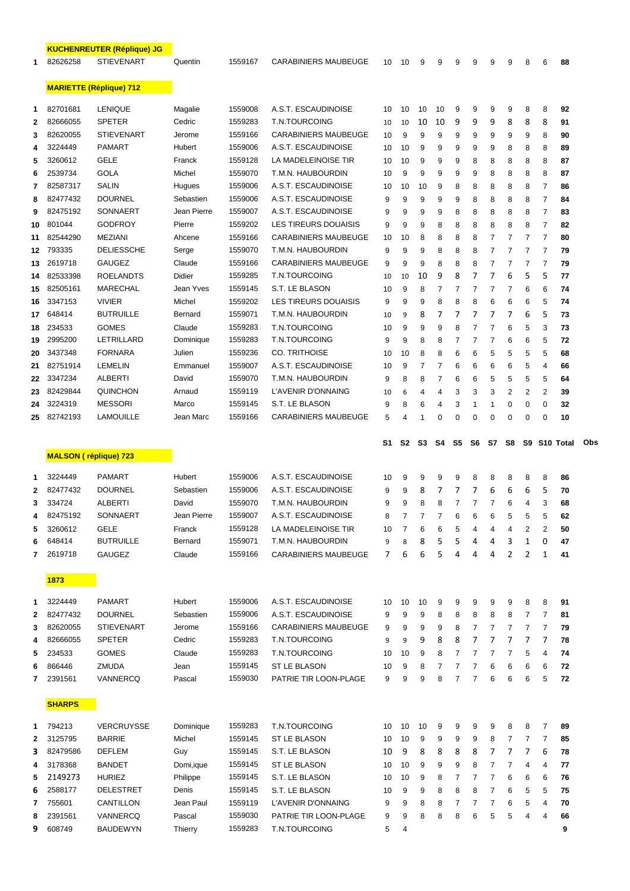**KUCHENREUTER (Réplique) JG**

| | | | | | | | | | | | | | | | | |
|---|---|---|---|---|---|---|---|---|---|---|---|---|---|---|---|---|
| 1 | 82626258 | STIEVENART | Quentin | 1559167 | CARABINIERS MAUBEUGE | 10 | 10 | 9 | 9 | 9 | 9 | 9 | 9 | 8 | 6 | 88 |

**MARIETTE (Réplique) 712**

| | | | | | | | | | | | | | | | | |
|---|---|---|---|---|---|---|---|---|---|---|---|---|---|---|---|---|
| 1 | 82701681 | LENIQUE | Magalie | 1559008 | A.S.T. ESCAUDINOISE | 10 | 10 | 10 | 10 | 9 | 9 | 9 | 9 | 8 | 8 | 92 |
| 2 | 82666055 | SPETER | Cedric | 1559283 | T.N.TOURCOING | 10 | 10 | 10 | 10 | 9 | 9 | 9 | 8 | 8 | 8 | 91 |
| 3 | 82620055 | STIEVENART | Jerome | 1559166 | CARABINIERS MAUBEUGE | 10 | 9 | 9 | 9 | 9 | 9 | 9 | 9 | 9 | 8 | 90 |
| 4 | 3224449 | PAMART | Hubert | 1559006 | A.S.T. ESCAUDINOISE | 10 | 10 | 9 | 9 | 9 | 9 | 9 | 8 | 8 | 8 | 89 |
| 5 | 3260612 | GELE | Franck | 1559128 | LA MADELEINOISE TIR | 10 | 10 | 9 | 9 | 9 | 8 | 8 | 8 | 8 | 8 | 87 |
| 6 | 2539734 | GOLA | Michel | 1559070 | T.M.N. HAUBOURDIN | 10 | 9 | 9 | 9 | 9 | 9 | 8 | 8 | 8 | 8 | 87 |
| 7 | 82587317 | SALIN | Hugues | 1559006 | A.S.T. ESCAUDINOISE | 10 | 10 | 10 | 9 | 8 | 8 | 8 | 8 | 8 | 7 | 86 |
| 8 | 82477432 | DOURNEL | Sebastien | 1559006 | A.S.T. ESCAUDINOISE | 9 | 9 | 9 | 9 | 9 | 8 | 8 | 8 | 8 | 7 | 84 |
| 9 | 82475192 | SONNAERT | Jean Pierre | 1559007 | A.S.T. ESCAUDINOISE | 9 | 9 | 9 | 9 | 8 | 8 | 8 | 8 | 8 | 7 | 83 |
| 10 | 801044 | GODFROY | Pierre | 1559202 | LES TIREURS DOUAISIS | 9 | 9 | 9 | 8 | 8 | 8 | 8 | 8 | 8 | 7 | 82 |
| 11 | 82544290 | MEZIANI | Ahcene | 1559166 | CARABINIERS MAUBEUGE | 10 | 10 | 8 | 8 | 8 | 8 | 7 | 7 | 7 | 7 | 80 |
| 12 | 793335 | DELIESSCHE | Serge | 1559070 | T.M.N. HAUBOURDIN | 9 | 9 | 9 | 8 | 8 | 8 | 7 | 7 | 7 | 7 | 79 |
| 13 | 2619718 | GAUGEZ | Claude | 1559166 | CARABINIERS MAUBEUGE | 9 | 9 | 9 | 8 | 8 | 8 | 7 | 7 | 7 | 7 | 79 |
| 14 | 82533398 | ROELANDTS | Didier | 1559285 | T.N.TOURCOING | 10 | 10 | 10 | 9 | 8 | 7 | 7 | 6 | 5 | 5 | 77 |
| 15 | 82505161 | MARECHAL | Jean Yves | 1559145 | S.T. LE BLASON | 10 | 9 | 8 | 7 | 7 | 7 | 7 | 7 | 6 | 6 | 74 |
| 16 | 3347153 | VIVIER | Michel | 1559202 | LES TIREURS DOUAISIS | 9 | 9 | 9 | 8 | 8 | 8 | 6 | 6 | 6 | 5 | 74 |
| 17 | 648414 | BUTRUILLE | Bernard | 1559071 | T.M.N. HAUBOURDIN | 10 | 9 | 8 | 7 | 7 | 7 | 7 | 7 | 6 | 5 | 73 |
| 18 | 234533 | GOMES | Claude | 1559283 | T.N.TOURCOING | 10 | 9 | 9 | 9 | 8 | 7 | 7 | 6 | 5 | 3 | 73 |
| 19 | 2995200 | LETRILLARD | Dominique | 1559283 | T.N.TOURCOING | 9 | 9 | 8 | 8 | 7 | 7 | 7 | 6 | 6 | 5 | 72 |
| 20 | 3437348 | FORNARA | Julien | 1559236 | CO. TRITHOISE | 10 | 10 | 8 | 8 | 6 | 6 | 5 | 5 | 5 | 5 | 68 |
| 21 | 82751914 | LEMELIN | Emmanuel | 1559007 | A.S.T. ESCAUDINOISE | 10 | 9 | 7 | 7 | 6 | 6 | 6 | 6 | 5 | 4 | 66 |
| 22 | 3347234 | ALBERTI | David | 1559070 | T.M.N. HAUBOURDIN | 9 | 8 | 8 | 7 | 6 | 6 | 5 | 5 | 5 | 5 | 64 |
| 23 | 82429844 | QUINCHON | Arnaud | 1559119 | L'AVENIR D'ONNAING | 10 | 6 | 4 | 4 | 3 | 3 | 3 | 2 | 2 | 2 | 39 |
| 24 | 3224319 | MESSORI | Marco | 1559145 | S.T. LE BLASON | 9 | 8 | 6 | 4 | 3 | 1 | 1 | 0 | 0 | 0 | 32 |
| 25 | 82742193 | LAMOUILLE | Jean Marc | 1559166 | CARABINIERS MAUBEUGE | 5 | 4 | 1 | 0 | 0 | 0 | 0 | 0 | 0 | 0 | 10 |

**MALSON ( réplique) 723**

| | | | | | | S1 | S2 | S3 | S4 | S5 | S6 | S7 | S8 | S9 | S10 | Total | Obs |
|---|---|---|---|---|---|---|---|---|---|---|---|---|---|---|---|---|---|
| 1 | 3224449 | PAMART | Hubert | 1559006 | A.S.T. ESCAUDINOISE | 10 | 9 | 9 | 9 | 9 | 8 | 8 | 8 | 8 | 8 | 86 | |
| 2 | 82477432 | DOURNEL | Sebastien | 1559006 | A.S.T. ESCAUDINOISE | 9 | 9 | 8 | 7 | 7 | 7 | 6 | 6 | 6 | 5 | 70 | |
| 3 | 334724 | ALBERTI | David | 1559070 | T.M.N. HAUBOURDIN | 9 | 9 | 8 | 8 | 7 | 7 | 7 | 6 | 4 | 3 | 68 | |
| 4 | 82475192 | SONNAERT | Jean Pierre | 1559007 | A.S.T. ESCAUDINOISE | 8 | 7 | 7 | 7 | 6 | 6 | 6 | 5 | 5 | 5 | 62 | |
| 5 | 3260612 | GELE | Franck | 1559128 | LA MADELEINOISE TIR | 10 | 7 | 6 | 6 | 5 | 4 | 4 | 4 | 2 | 2 | 50 | |
| 6 | 648414 | BUTRUILLE | Bernard | 1559071 | T.M.N. HAUBOURDIN | 9 | 8 | 8 | 5 | 5 | 4 | 4 | 3 | 1 | 0 | 47 | |
| 7 | 2619718 | GAUGEZ | Claude | 1559166 | CARABINIERS MAUBEUGE | 7 | 6 | 6 | 5 | 4 | 4 | 4 | 2 | 2 | 1 | 41 | |

**1873**

| | | | | | | | | | | | | | | | | |
|---|---|---|---|---|---|---|---|---|---|---|---|---|---|---|---|---|
| 1 | 3224449 | PAMART | Hubert | 1559006 | A.S.T. ESCAUDINOISE | 10 | 10 | 10 | 9 | 9 | 9 | 9 | 9 | 8 | 8 | 91 |
| 2 | 82477432 | DOURNEL | Sebastien | 1559006 | A.S.T. ESCAUDINOISE | 9 | 9 | 9 | 8 | 8 | 8 | 8 | 8 | 7 | 7 | 81 |
| 3 | 82620055 | STIEVENART | Jerome | 1559166 | CARABINIERS MAUBEUGE | 9 | 9 | 9 | 9 | 8 | 7 | 7 | 7 | 7 | 7 | 79 |
| 4 | 82666055 | SPETER | Cedric | 1559283 | T.N.TOURCOING | 9 | 9 | 9 | 8 | 8 | 7 | 7 | 7 | 7 | 7 | 78 |
| 5 | 234533 | GOMES | Claude | 1559283 | T.N.TOURCOING | 10 | 10 | 9 | 8 | 7 | 7 | 7 | 7 | 5 | 4 | 74 |
| 6 | 866446 | ZMUDA | Jean | 1559145 | ST LE BLASON | 10 | 9 | 8 | 7 | 7 | 7 | 6 | 6 | 6 | 6 | 72 |
| 7 | 2391561 | VANNERCQ | Pascal | 1559030 | PATRIE TIR LOON-PLAGE | 9 | 9 | 9 | 8 | 7 | 7 | 6 | 6 | 6 | 5 | 72 |

**SHARPS**

| | | | | | | | | | | | | | | | | |
|---|---|---|---|---|---|---|---|---|---|---|---|---|---|---|---|---|
| 1 | 794213 | VERCRUYSSE | Dominique | 1559283 | T.N.TOURCOING | 10 | 10 | 10 | 9 | 9 | 9 | 9 | 8 | 8 | 7 | 89 |
| 2 | 3125795 | BARRIE | Michel | 1559145 | ST LE BLASON | 10 | 10 | 9 | 9 | 9 | 9 | 8 | 7 | 7 | 7 | 85 |
| 3 | 82479586 | DEFLEM | Guy | 1559145 | S.T. LE BLASON | 10 | 9 | 8 | 8 | 8 | 8 | 7 | 7 | 7 | 6 | 78 |
| 4 | 3178368 | BANDET | Domi,ique | 1559145 | ST LE BLASON | 10 | 10 | 9 | 9 | 9 | 8 | 7 | 7 | 4 | 4 | 77 |
| 5 | 2149273 | HURIEZ | Philippe | 1559145 | S.T. LE BLASON | 10 | 10 | 9 | 8 | 7 | 7 | 7 | 6 | 6 | 6 | 76 |
| 6 | 2588177 | DELESTRET | Denis | 1559145 | S.T. LE BLASON | 10 | 9 | 9 | 8 | 8 | 8 | 7 | 6 | 5 | 5 | 75 |
| 7 | 755601 | CANTILLON | Jean Paul | 1559119 | L'AVENIR D'ONNAING | 9 | 9 | 8 | 8 | 7 | 7 | 7 | 6 | 5 | 4 | 70 |
| 8 | 2391561 | VANNERCQ | Pascal | 1559030 | PATRIE TIR LOON-PLAGE | 9 | 9 | 8 | 8 | 8 | 6 | 5 | 5 | 4 | 4 | 66 |
| 9 | 608749 | BAUDEWYN | Thierry | 1559283 | T.N.TOURCOING | 5 | 4 | | | | | | | | | 9 |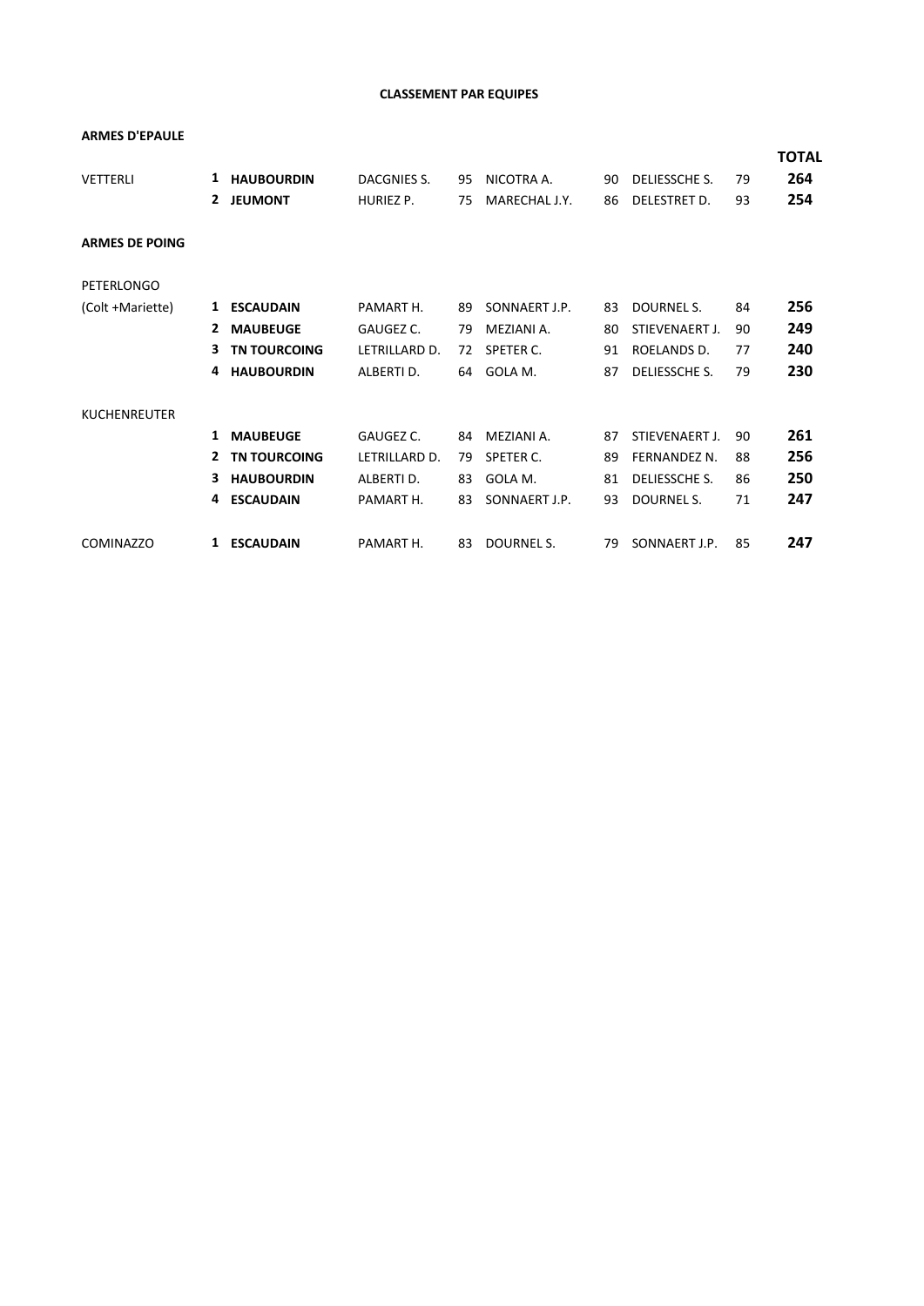# CLASSEMENT PAR EQUIPES

## ARMES D'EPAULE

| | | | | | | | | | TOTAL |
|---|---|---|---|---|---|---|---|---|---|
| VETTERLI | 1 | **HAUBOURDIN** | DACGNIES S. | 95 | NICOTRA A. | 90 | DELIESSCHE S. | 79 | **264** |
| | 2 | **JEUMONT** | HURIEZ P. | 75 | MARECHAL J.Y. | 86 | DELESTRET D. | 93 | **254** |

## ARMES DE POING

| | | | | | | | | | TOTAL |
|---|---|---|---|---|---|---|---|---|---|
| PETERLONGO (Colt +Mariette) | 1 | **ESCAUDAIN** | PAMART H. | 89 | SONNAERT J.P. | 83 | DOURNEL S. | 84 | **256** |
| | 2 | **MAUBEUGE** | GAUGEZ C. | 79 | MEZIANI A. | 80 | STIEVENAERT J. | 90 | **249** |
| | 3 | **TN TOURCOING** | LETRILLARD D. | 72 | SPETER C. | 91 | ROELANDS D. | 77 | **240** |
| | 4 | **HAUBOURDIN** | ALBERTI D. | 64 | GOLA M. | 87 | DELIESSCHE S. | 79 | **230** |
| KUCHENREUTER | 1 | **MAUBEUGE** | GAUGEZ C. | 84 | MEZIANI A. | 87 | STIEVENAERT J. | 90 | **261** |
| | 2 | **TN TOURCOING** | LETRILLARD D. | 79 | SPETER C. | 89 | FERNANDEZ N. | 88 | **256** |
| | 3 | **HAUBOURDIN** | ALBERTI D. | 83 | GOLA M. | 81 | DELIESSCHE S. | 86 | **250** |
| | 4 | **ESCAUDAIN** | PAMART H. | 83 | SONNAERT J.P. | 93 | DOURNEL S. | 71 | **247** |
| COMINAZZO | 1 | **ESCAUDAIN** | PAMART H. | 83 | DOURNEL S. | 79 | SONNAERT J.P. | 85 | **247** |